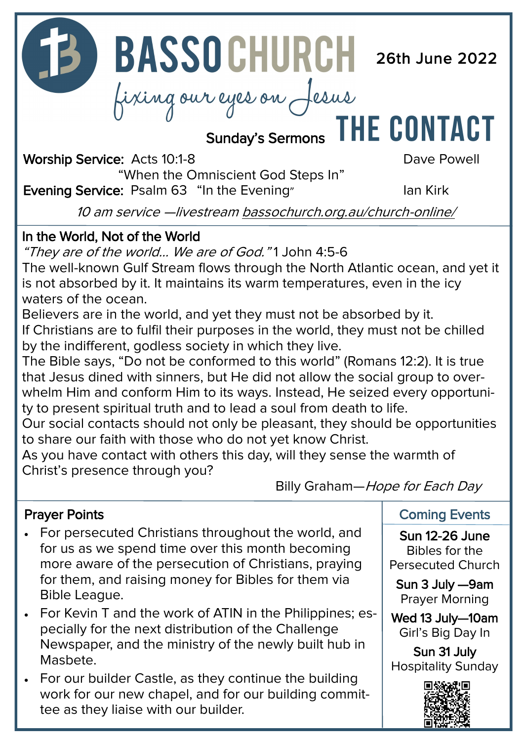# BASSO CHURCH

*fixing our eyes on Jesus*

26th June 2022

# THE CONTACT

## Sunday's Sermons

**Worship Service:** Acts 10:1-8 — Dave Powell
"When the Omniscient God Steps In"

**Evening Service:** Psalm 63 "In the Evening" — Ian Kirk

*10 am service —livestream bassochurch.org.au/church-online/*

## In the World, Not of the World

*"They are of the world… We are of God."* 1 John 4:5-6

The well-known Gulf Stream flows through the North Atlantic ocean, and yet it is not absorbed by it. It maintains its warm temperatures, even in the icy waters of the ocean.

Believers are in the world, and yet they must not be absorbed by it.

If Christians are to fulfil their purposes in the world, they must not be chilled by the indifferent, godless society in which they live.

The Bible says, "Do not be conformed to this world" (Romans 12:2). It is true that Jesus dined with sinners, but He did not allow the social group to overwhelm Him and conform Him to its ways. Instead, He seized every opportunity to present spiritual truth and to lead a soul from death to life.

Our social contacts should not only be pleasant, they should be opportunities to share our faith with those who do not yet know Christ.

As you have contact with others this day, will they sense the warmth of Christ's presence through you?

Billy Graham—*Hope for Each Day*

## Prayer Points

- For persecuted Christians throughout the world, and for us as we spend time over this month becoming more aware of the persecution of Christians, praying for them, and raising money for Bibles for them via Bible League.
- For Kevin T and the work of ATIN in the Philippines; especially for the next distribution of the Challenge Newspaper, and the ministry of the newly built hub in Masbete.
- For our builder Castle, as they continue the building work for our new chapel, and for our building committee as they liaise with our builder.

## Coming Events

**Sun 12-26 June**
Bibles for the Persecuted Church

**Sun 3 July —9am**
Prayer Morning

**Wed 13 July—10am**
Girl's Big Day In

**Sun 31 July**
Hospitality Sunday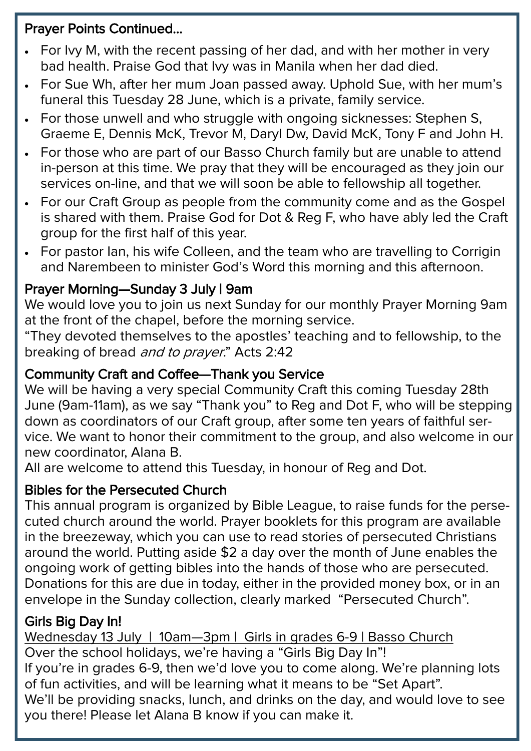## Prayer Points Continued…

- For Ivy M, with the recent passing of her dad, and with her mother in very bad health. Praise God that Ivy was in Manila when her dad died.
- For Sue Wh, after her mum Joan passed away. Uphold Sue, with her mum's funeral this Tuesday 28 June, which is a private, family service.
- For those unwell and who struggle with ongoing sicknesses: Stephen S, Graeme E, Dennis McK, Trevor M, Daryl Dw, David McK, Tony F and John H.
- For those who are part of our Basso Church family but are unable to attend in-person at this time. We pray that they will be encouraged as they join our services on-line, and that we will soon be able to fellowship all together.
- For our Craft Group as people from the community come and as the Gospel is shared with them. Praise God for Dot & Reg F, who have ably led the Craft group for the first half of this year.
- For pastor Ian, his wife Colleen, and the team who are travelling to Corrigin and Narembeen to minister God's Word this morning and this afternoon.

## Prayer Morning—Sunday 3 July | 9am

We would love you to join us next Sunday for our monthly Prayer Morning 9am at the front of the chapel, before the morning service.
"They devoted themselves to the apostles' teaching and to fellowship, to the breaking of bread *and to prayer*." Acts 2:42

## Community Craft and Coffee—Thank you Service

We will be having a very special Community Craft this coming Tuesday 28th June (9am-11am), as we say "Thank you" to Reg and Dot F, who will be stepping down as coordinators of our Craft group, after some ten years of faithful service. We want to honor their commitment to the group, and also welcome in our new coordinator, Alana B.
All are welcome to attend this Tuesday, in honour of Reg and Dot.

## Bibles for the Persecuted Church

This annual program is organized by Bible League, to raise funds for the persecuted church around the world. Prayer booklets for this program are available in the breezeway, which you can use to read stories of persecuted Christians around the world. Putting aside $2 a day over the month of June enables the ongoing work of getting bibles into the hands of those who are persecuted. Donations for this are due in today, either in the provided money box, or in an envelope in the Sunday collection, clearly marked "Persecuted Church".

## Girls Big Day In!

<u>Wednesday 13 July | 10am—3pm | Girls in grades 6-9 | Basso Church</u>
Over the school holidays, we're having a "Girls Big Day In"!
If you're in grades 6-9, then we'd love you to come along. We're planning lots of fun activities, and will be learning what it means to be "Set Apart".
We'll be providing snacks, lunch, and drinks on the day, and would love to see you there! Please let Alana B know if you can make it.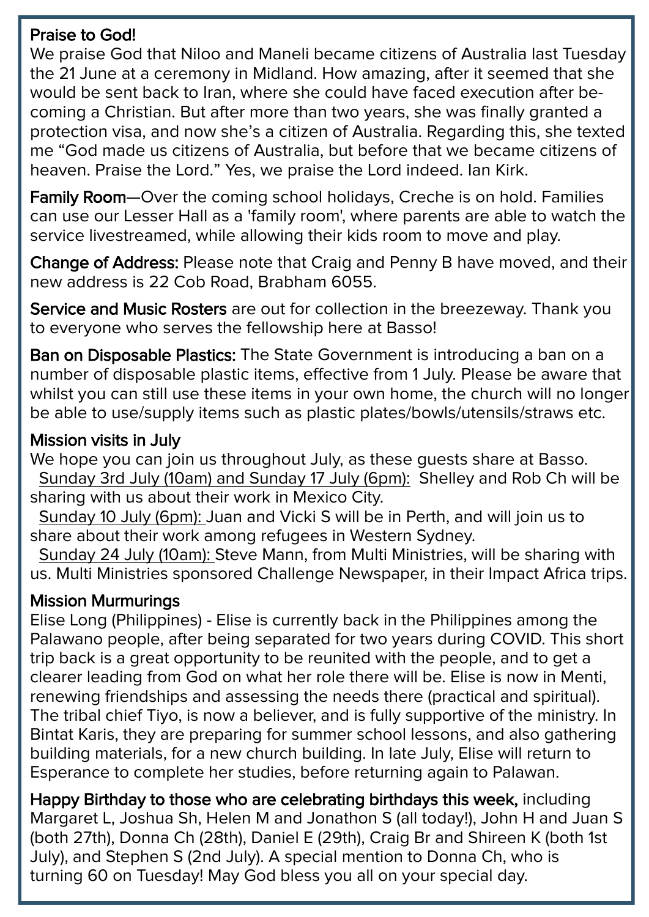**Praise to God!**
We praise God that Niloo and Maneli became citizens of Australia last Tuesday the 21 June at a ceremony in Midland. How amazing, after it seemed that she would be sent back to Iran, where she could have faced execution after becoming a Christian. But after more than two years, she was finally granted a protection visa, and now she's a citizen of Australia. Regarding this, she texted me "God made us citizens of Australia, but before that we became citizens of heaven. Praise the Lord." Yes, we praise the Lord indeed. Ian Kirk.

**Family Room**—Over the coming school holidays, Creche is on hold. Families can use our Lesser Hall as a 'family room', where parents are able to watch the service livestreamed, while allowing their kids room to move and play.

**Change of Address:** Please note that Craig and Penny B have moved, and their new address is 22 Cob Road, Brabham 6055.

**Service and Music Rosters** are out for collection in the breezeway. Thank you to everyone who serves the fellowship here at Basso!

**Ban on Disposable Plastics:** The State Government is introducing a ban on a number of disposable plastic items, effective from 1 July. Please be aware that whilst you can still use these items in your own home, the church will no longer be able to use/supply items such as plastic plates/bowls/utensils/straws etc.

**Mission visits in July**
We hope you can join us throughout July, as these guests share at Basso.
Sunday 3rd July (10am) and Sunday 17 July (6pm): Shelley and Rob Ch will be sharing with us about their work in Mexico City.
Sunday 10 July (6pm): Juan and Vicki S will be in Perth, and will join us to share about their work among refugees in Western Sydney.
Sunday 24 July (10am): Steve Mann, from Multi Ministries, will be sharing with us. Multi Ministries sponsored Challenge Newspaper, in their Impact Africa trips.

**Mission Murmurings**
Elise Long (Philippines) - Elise is currently back in the Philippines among the Palawano people, after being separated for two years during COVID. This short trip back is a great opportunity to be reunited with the people, and to get a clearer leading from God on what her role there will be. Elise is now in Menti, renewing friendships and assessing the needs there (practical and spiritual). The tribal chief Tiyo, is now a believer, and is fully supportive of the ministry. In Bintat Karis, they are preparing for summer school lessons, and also gathering building materials, for a new church building. In late July, Elise will return to Esperance to complete her studies, before returning again to Palawan.

**Happy Birthday to those who are celebrating birthdays this week,** including Margaret L, Joshua Sh, Helen M and Jonathon S (all today!), John H and Juan S (both 27th), Donna Ch (28th), Daniel E (29th), Craig Br and Shireen K (both 1st July), and Stephen S (2nd July). A special mention to Donna Ch, who is turning 60 on Tuesday! May God bless you all on your special day.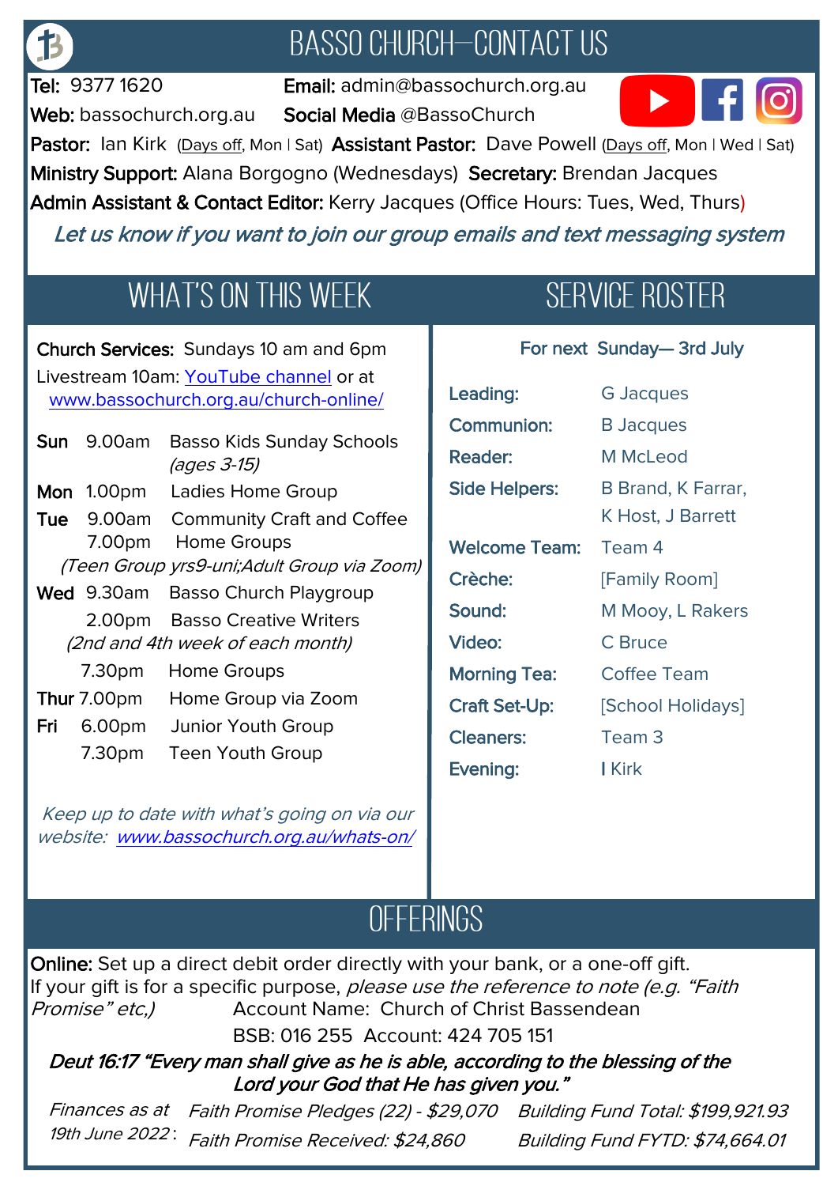# BASSO CHURCH—CONTACT US

**Tel:** 9377 1620 **Email:** admin@bassochurch.org.au
**Web:** bassochurch.org.au **Social Media** @BassoChurch
**Pastor:** Ian Kirk (Days off, Mon | Sat) **Assistant Pastor:** Dave Powell (Days off, Mon | Wed | Sat)
**Ministry Support:** Alana Borgogno (Wednesdays) **Secretary:** Brendan Jacques
**Admin Assistant & Contact Editor:** Kerry Jacques (Office Hours: Tues, Wed, Thurs)

*Let us know if you want to join our group emails and text messaging system*

## WHAT'S ON THIS WEEK

**Church Services:** Sundays 10 am and 6pm
Livestream 10am: YouTube channel or at www.bassochurch.org.au/church-online/

| | | |
|---|---|---|
| **Sun** | 9.00am | Basso Kids Sunday Schools *(ages 3-15)* |
| **Mon** | 1.00pm | Ladies Home Group |
| **Tue** | 9.00am | Community Craft and Coffee |
| | 7.00pm | Home Groups *(Teen Group yrs9-uni;Adult Group via Zoom)* |
| **Wed** | 9.30am | Basso Church Playgroup |
| | 2.00pm | Basso Creative Writers *(2nd and 4th week of each month)* |
| | 7.30pm | Home Groups |
| **Thur** | 7.00pm | Home Group via Zoom |
| **Fri** | 6.00pm | Junior Youth Group |
| | 7.30pm | Teen Youth Group |

*Keep up to date with what's going on via our website: www.bassochurch.org.au/whats-on/*

## SERVICE ROSTER

For next Sunday— 3rd July

| | |
|---|---|
| Leading: | G Jacques |
| Communion: | B Jacques |
| Reader: | M McLeod |
| Side Helpers: | B Brand, K Farrar, K Host, J Barrett |
| Welcome Team: | Team 4 |
| Crèche: | [Family Room] |
| Sound: | M Mooy, L Rakers |
| Video: | C Bruce |
| Morning Tea: | Coffee Team |
| Craft Set-Up: | [School Holidays] |
| Cleaners: | Team 3 |
| Evening: | I Kirk |

## OFFERINGS

**Online:** Set up a direct debit order directly with your bank, or a one-off gift.
If your gift is for a specific purpose, *please use the reference to note (e.g. "Faith Promise" etc,)*
Account Name: Church of Christ Bassendean
BSB: 016 255 Account: 424 705 151

***Deut 16:17 "Every man shall give as he is able, according to the blessing of the Lord your God that He has given you."***

| | | |
|---|---|---|
| *Finances as at 19th June 2022:* | *Faith Promise Pledges (22) - $29,070* | *Building Fund Total: $199,921.93* |
| | *Faith Promise Received: $24,860* | *Building Fund FYTD: $74,664.01* |